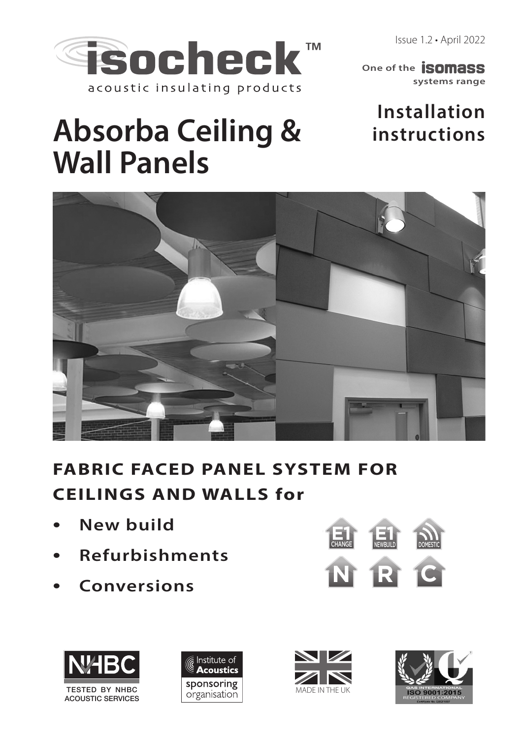isocheck™

acoustic insulating products

Issue 1.2 • April 2022

One of the **isomass** systems range

# Absorba Ceiling & Wall Panels

## Installation instructions

## FABRIC FACED PANEL SYSTEM FOR CEILINGS AND WALLS for

- **New build**
- **Refurbishments**
- **Conversions**

E1 CHANGE | E1 NEWBUILD | DOMESTIC

N | R | C

NHBC TESTED BY NHBC ACOUSTIC SERVICES

Institute of Acoustics sponsoring organisation

MADE IN THE UK

QAS INTERNATIONAL ISO 9001:2015 REGISTERED COMPANY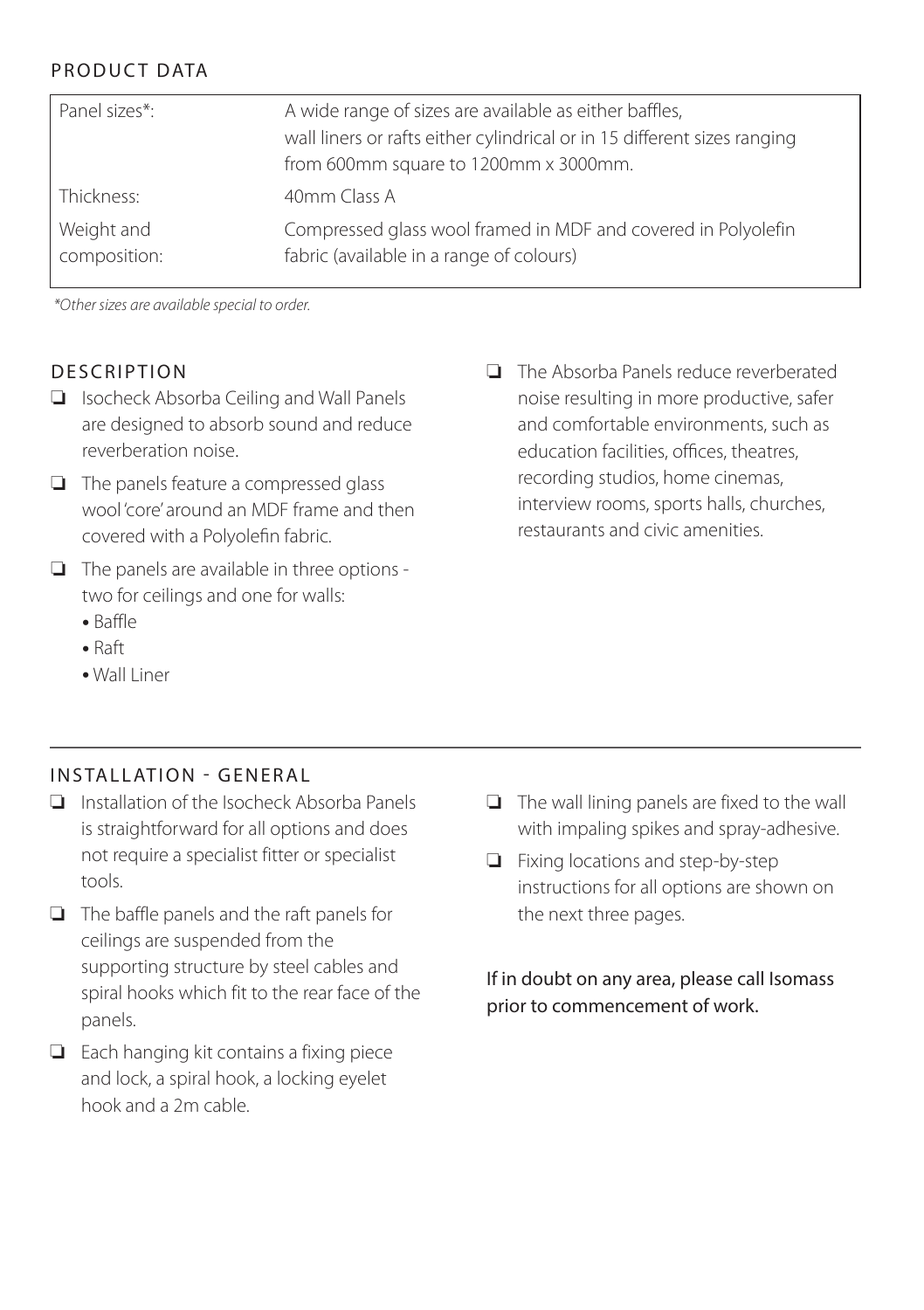## PRODUCT DATA

| | |
|---|---|
| Panel sizes*: | A wide range of sizes are available as either baffles, wall liners or rafts either cylindrical or in 15 different sizes ranging from 600mm square to 1200mm x 3000mm. |
| Thickness: | 40mm Class A |
| Weight and composition: | Compressed glass wool framed in MDF and covered in Polyolefin fabric (available in a range of colours) |

*\*Other sizes are available special to order.*

## DESCRIPTION

- ❏ Isocheck Absorba Ceiling and Wall Panels are designed to absorb sound and reduce reverberation noise.
- ❏ The panels feature a compressed glass wool 'core' around an MDF frame and then covered with a Polyolefin fabric.
- ❏ The panels are available in three options - two for ceilings and one for walls:
  - Baffle
  - Raft
  - Wall Liner
- ❏ The Absorba Panels reduce reverberated noise resulting in more productive, safer and comfortable environments, such as education facilities, offices, theatres, recording studios, home cinemas, interview rooms, sports halls, churches, restaurants and civic amenities.

## INSTALLATION - GENERAL

- ❏ Installation of the Isocheck Absorba Panels is straightforward for all options and does not require a specialist fitter or specialist tools.
- ❏ The baffle panels and the raft panels for ceilings are suspended from the supporting structure by steel cables and spiral hooks which fit to the rear face of the panels.
- ❏ Each hanging kit contains a fixing piece and lock, a spiral hook, a locking eyelet hook and a 2m cable.
- ❏ The wall lining panels are fixed to the wall with impaling spikes and spray-adhesive.
- ❏ Fixing locations and step-by-step instructions for all options are shown on the next three pages.

**If in doubt on any area, please call Isomass prior to commencement of work.**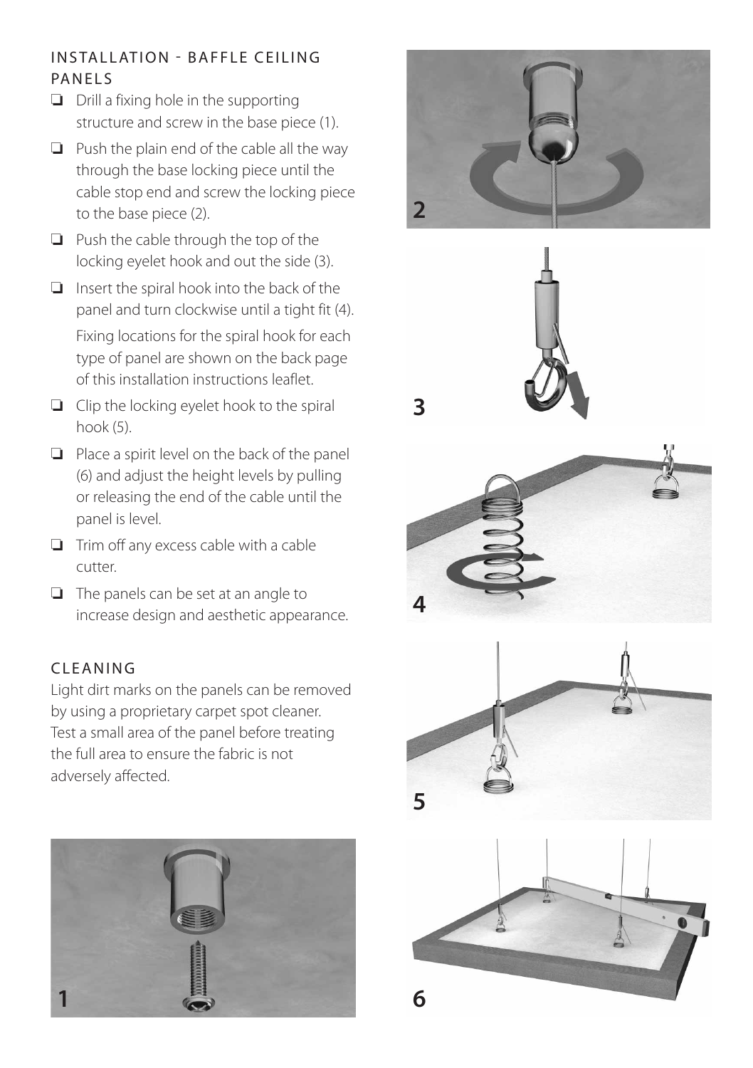## INSTALLATION - BAFFLE CEILING PANELS

- ❑ Drill a fixing hole in the supporting structure and screw in the base piece (1).
- ❑ Push the plain end of the cable all the way through the base locking piece until the cable stop end and screw the locking piece to the base piece (2).
- ❑ Push the cable through the top of the locking eyelet hook and out the side (3).
- ❑ Insert the spiral hook into the back of the panel and turn clockwise until a tight fit (4).

  Fixing locations for the spiral hook for each type of panel are shown on the back page of this installation instructions leaflet.
- ❑ Clip the locking eyelet hook to the spiral hook (5).
- ❑ Place a spirit level on the back of the panel (6) and adjust the height levels by pulling or releasing the end of the cable until the panel is level.
- ❑ Trim off any excess cable with a cable cutter.
- ❑ The panels can be set at an angle to increase design and aesthetic appearance.

## CLEANING

Light dirt marks on the panels can be removed by using a proprietary carpet spot cleaner. Test a small area of the panel before treating the full area to ensure the fabric is not adversely affected.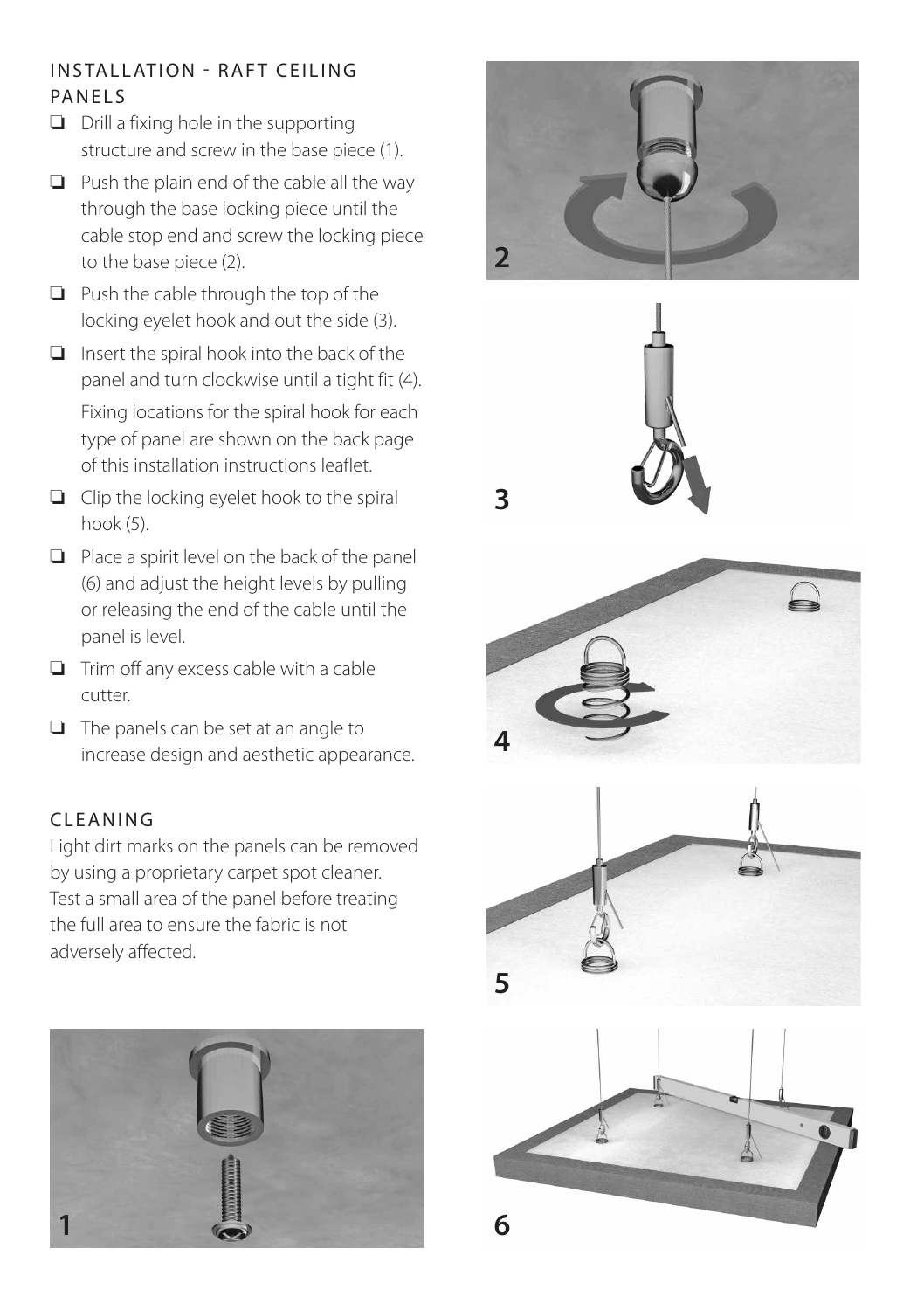## INSTALLATION - RAFT CEILING PANELS

- ❏ Drill a fixing hole in the supporting structure and screw in the base piece (1).
- ❏ Push the plain end of the cable all the way through the base locking piece until the cable stop end and screw the locking piece to the base piece (2).
- ❏ Push the cable through the top of the locking eyelet hook and out the side (3).
- ❏ Insert the spiral hook into the back of the panel and turn clockwise until a tight fit (4).

  Fixing locations for the spiral hook for each type of panel are shown on the back page of this installation instructions leaflet.
- ❏ Clip the locking eyelet hook to the spiral hook (5).
- ❏ Place a spirit level on the back of the panel (6) and adjust the height levels by pulling or releasing the end of the cable until the panel is level.
- ❏ Trim off any excess cable with a cable cutter.
- ❏ The panels can be set at an angle to increase design and aesthetic appearance.

## CLEANING

Light dirt marks on the panels can be removed by using a proprietary carpet spot cleaner. Test a small area of the panel before treating the full area to ensure the fabric is not adversely affected.

1

2

3

4

5

6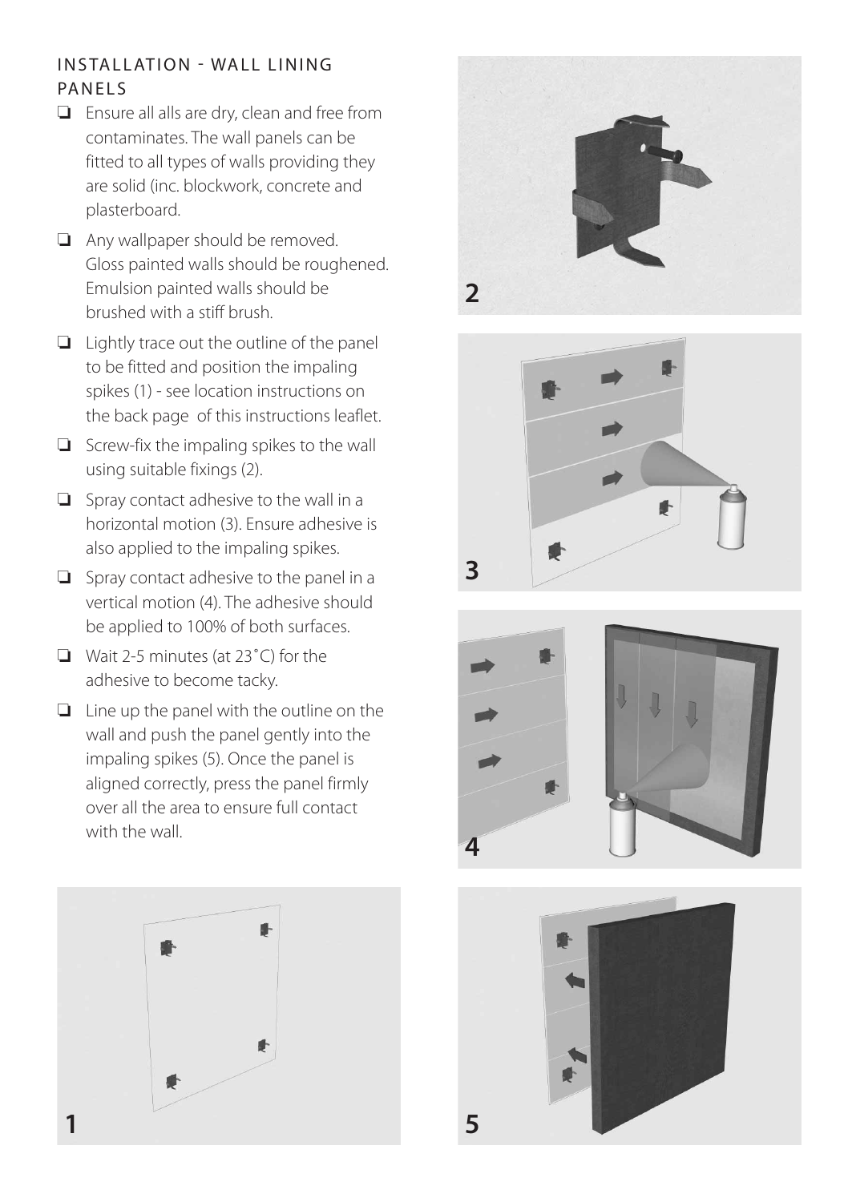## INSTALLATION - WALL LINING PANELS

- ❏ Ensure all alls are dry, clean and free from contaminates. The wall panels can be fitted to all types of walls providing they are solid (inc. blockwork, concrete and plasterboard.
- ❏ Any wallpaper should be removed. Gloss painted walls should be roughened. Emulsion painted walls should be brushed with a stiff brush.
- ❏ Lightly trace out the outline of the panel to be fitted and position the impaling spikes (1) - see location instructions on the back page of this instructions leaflet.
- ❏ Screw-fix the impaling spikes to the wall using suitable fixings (2).
- ❏ Spray contact adhesive to the wall in a horizontal motion (3). Ensure adhesive is also applied to the impaling spikes.
- ❏ Spray contact adhesive to the panel in a vertical motion (4). The adhesive should be applied to 100% of both surfaces.
- ❏ Wait 2-5 minutes (at 23˚C) for the adhesive to become tacky.
- ❏ Line up the panel with the outline on the wall and push the panel gently into the impaling spikes (5). Once the panel is aligned correctly, press the panel firmly over all the area to ensure full contact with the wall.

1

2

3

4

5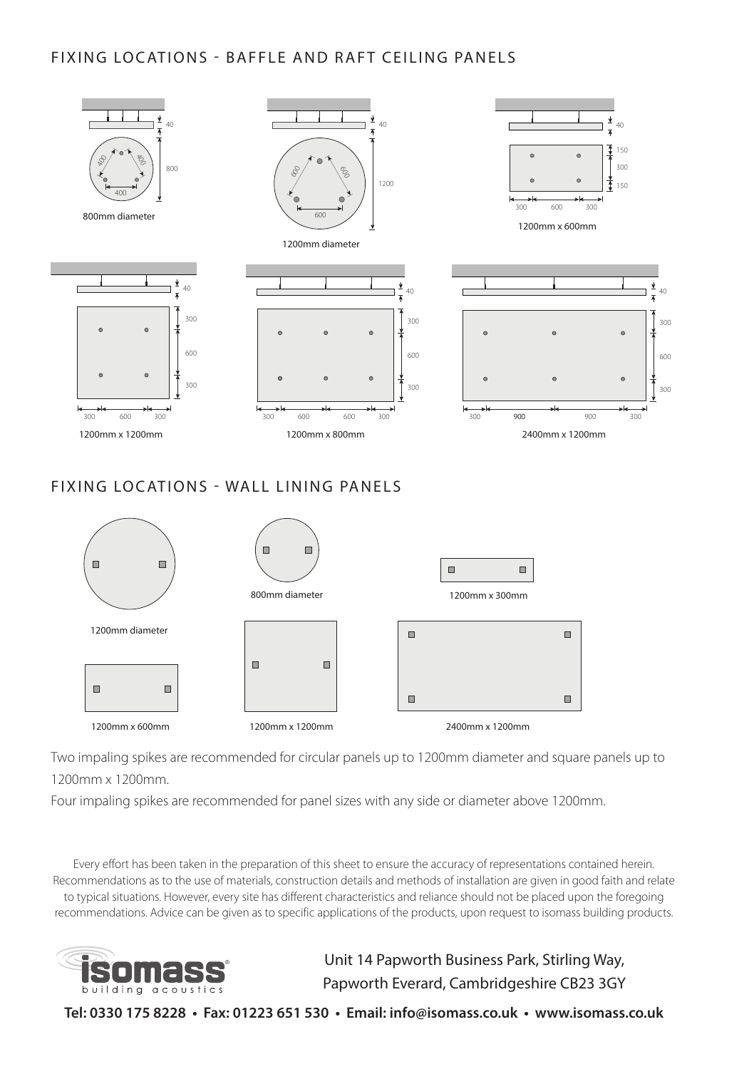## FIXING LOCATIONS - BAFFLE AND RAFT CEILING PANELS

40
400
400
400
800

800mm diameter

40
600
600
600
1200

1200mm diameter

40
150
300
150
300
600
300

1200mm x 600mm

40
300
600
300
300
600
300

1200mm x 1200mm

40
300
600
300
300
600
600
300

1200mm x 800mm

40
300
600
300
300
900
900
300

2400mm x 1200mm

## FIXING LOCATIONS - WALL LINING PANELS

1200mm diameter

800mm diameter

1200mm x 300mm

1200mm x 600mm

1200mm x 1200mm

2400mm x 1200mm

Two impaling spikes are recommended for circular panels up to 1200mm diameter and square panels up to 1200mm x 1200mm.

Four impaling spikes are recommended for panel sizes with any side or diameter above 1200mm.

Every effort has been taken in the preparation of this sheet to ensure the accuracy of representations contained herein. Recommendations as to the use of materials, construction details and methods of installation are given in good faith and relate to typical situations. However, every site has different characteristics and reliance should not be placed upon the foregoing recommendations. Advice can be given as to specific applications of the products, upon request to isomass building products.

isomass® building acoustics

Unit 14 Papworth Business Park, Stirling Way,
Papworth Everard, Cambridgeshire CB23 3GY

**Tel: 0330 175 8228 • Fax: 01223 651 530 • Email: info@isomass.co.uk • www.isomass.co.uk**